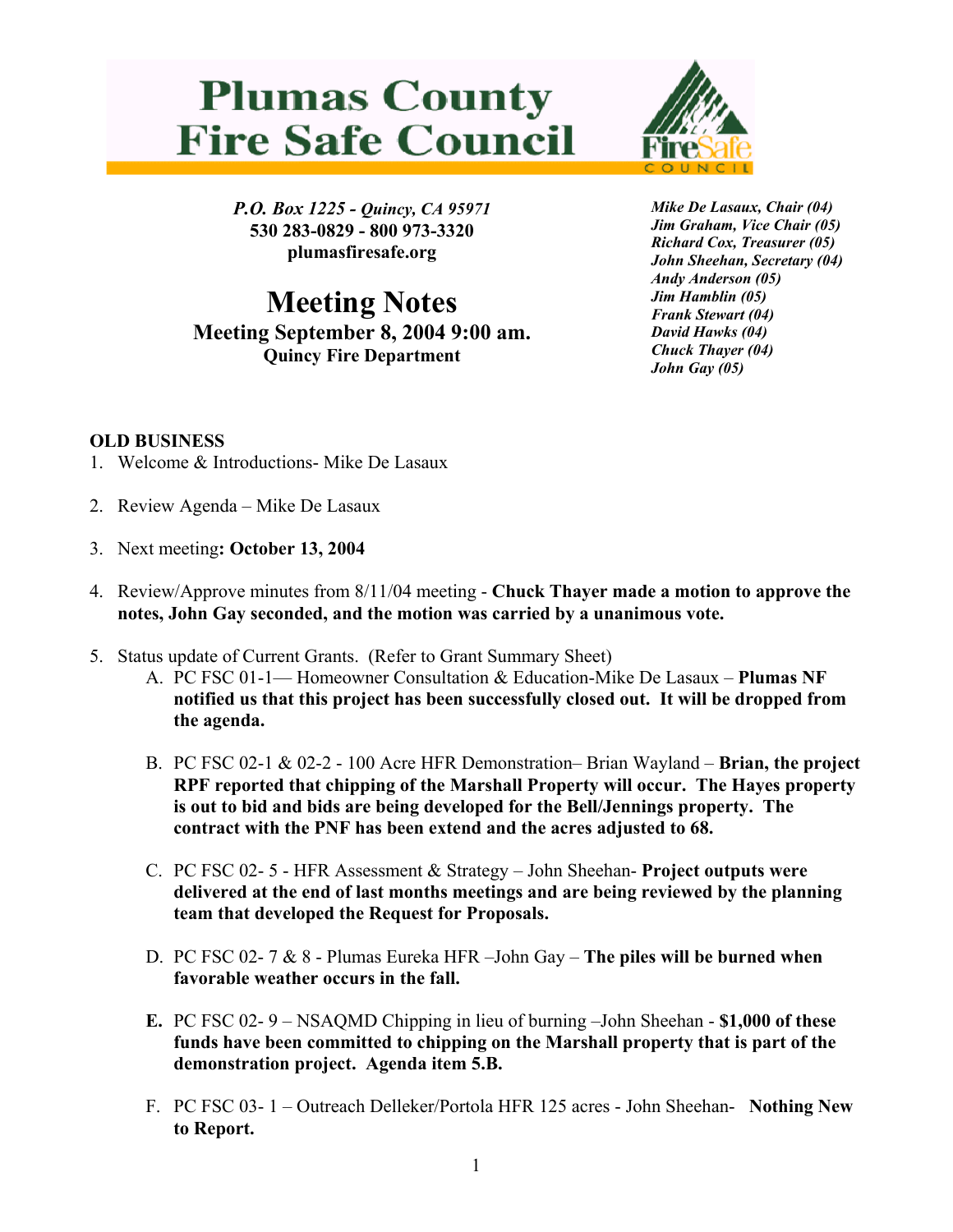# Plumas County Fire Safe Council

*P.O. Box 1225 - Quincy, CA 95971*
**530 283-0829 - 800 973-3320**
**plumasfiresafe.org**

***Mike De Lasaux, Chair (04)***
***Jim Graham, Vice Chair (05)***
***Richard Cox, Treasurer (05)***
***John Sheehan, Secretary (04)***
***Andy Anderson (05)***
***Jim Hamblin (05)***
***Frank Stewart (04)***
***David Hawks (04)***
***Chuck Thayer (04)***
***John Gay (05)***

# Meeting Notes

## Meeting September 8, 2004 9:00 am.

### Quincy Fire Department

**OLD BUSINESS**

1. Welcome & Introductions- Mike De Lasaux

2. Review Agenda – Mike De Lasaux

3. Next meeting**: October 13, 2004**

4. Review/Approve minutes from 8/11/04 meeting - **Chuck Thayer made a motion to approve the notes, John Gay seconded, and the motion was carried by a unanimous vote.**

5. Status update of Current Grants. (Refer to Grant Summary Sheet)
   - A. PC FSC 01-1— Homeowner Consultation & Education-Mike De Lasaux – **Plumas NF notified us that this project has been successfully closed out. It will be dropped from the agenda.**

   - B. PC FSC 02-1 & 02-2 - 100 Acre HFR Demonstration– Brian Wayland – **Brian, the project RPF reported that chipping of the Marshall Property will occur. The Hayes property is out to bid and bids are being developed for the Bell/Jennings property. The contract with the PNF has been extend and the acres adjusted to 68.**

   - C. PC FSC 02- 5 - HFR Assessment & Strategy – John Sheehan- **Project outputs were delivered at the end of last months meetings and are being reviewed by the planning team that developed the Request for Proposals.**

   - D. PC FSC 02- 7 & 8 - Plumas Eureka HFR –John Gay – **The piles will be burned when favorable weather occurs in the fall.**

   - **E.** PC FSC 02- 9 – NSAQMD Chipping in lieu of burning –John Sheehan - **$1,000 of these funds have been committed to chipping on the Marshall property that is part of the demonstration project. Agenda item 5.B.**

   - F. PC FSC 03- 1 – Outreach Delleker/Portola HFR 125 acres - John Sheehan- **Nothing New to Report.**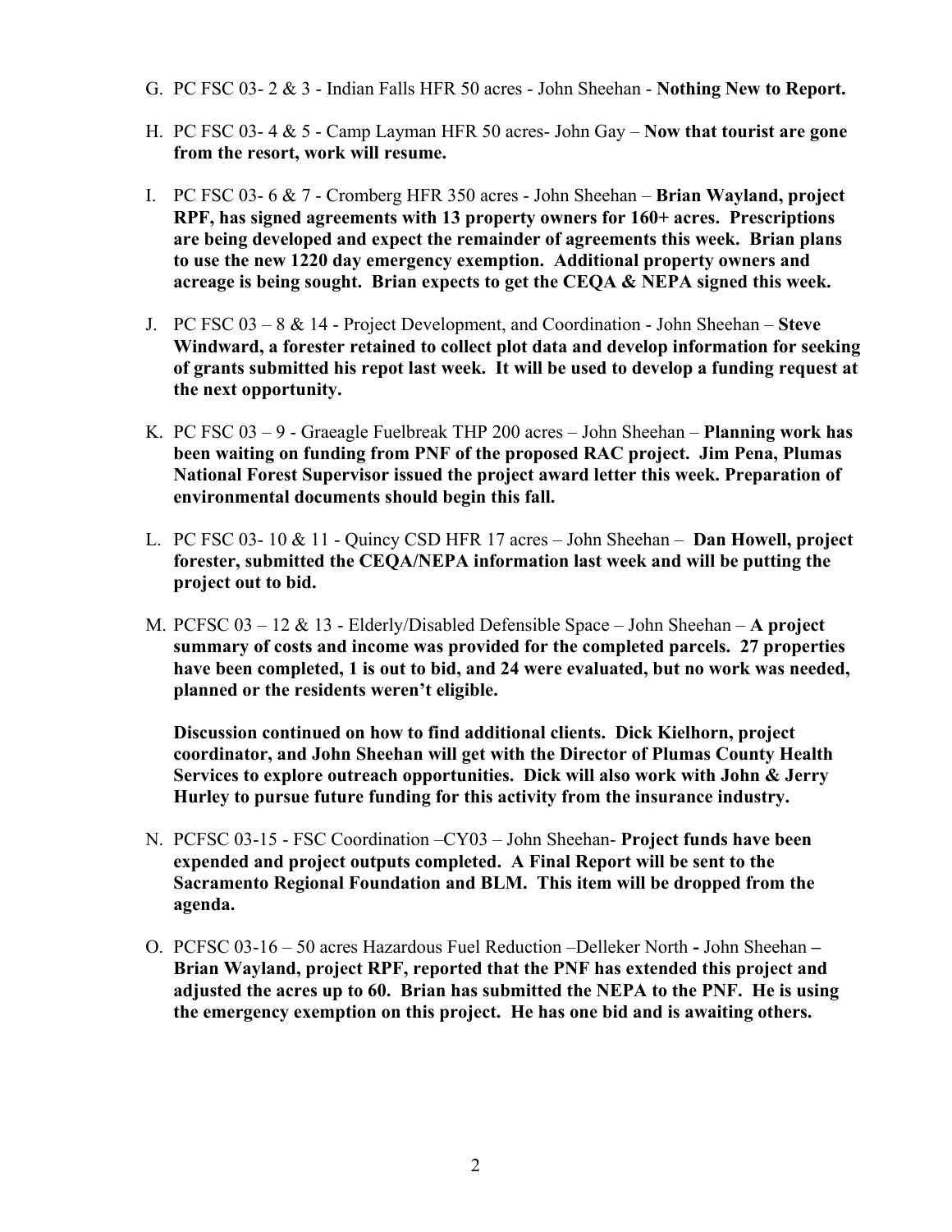G. PC FSC 03- 2 & 3 - Indian Falls HFR 50 acres - John Sheehan - **Nothing New to Report.**

H. PC FSC 03- 4 & 5 - Camp Layman HFR 50 acres- John Gay – **Now that tourist are gone from the resort, work will resume.**

I. PC FSC 03- 6 & 7 - Cromberg HFR 350 acres - John Sheehan – **Brian Wayland, project RPF, has signed agreements with 13 property owners for 160+ acres. Prescriptions are being developed and expect the remainder of agreements this week. Brian plans to use the new 1220 day emergency exemption. Additional property owners and acreage is being sought. Brian expects to get the CEQA & NEPA signed this week.**

J. PC FSC 03 – 8 & 14 - Project Development, and Coordination - John Sheehan – **Steve Windward, a forester retained to collect plot data and develop information for seeking of grants submitted his repot last week. It will be used to develop a funding request at the next opportunity.**

K. PC FSC 03 – 9 - Graeagle Fuelbreak THP 200 acres – John Sheehan – **Planning work has been waiting on funding from PNF of the proposed RAC project. Jim Pena, Plumas National Forest Supervisor issued the project award letter this week. Preparation of environmental documents should begin this fall.**

L. PC FSC 03- 10 & 11 - Quincy CSD HFR 17 acres – John Sheehan – **Dan Howell, project forester, submitted the CEQA/NEPA information last week and will be putting the project out to bid.**

M. PCFSC 03 – 12 & 13 - Elderly/Disabled Defensible Space – John Sheehan – **A project summary of costs and income was provided for the completed parcels. 27 properties have been completed, 1 is out to bid, and 24 were evaluated, but no work was needed, planned or the residents weren't eligible.**

   **Discussion continued on how to find additional clients. Dick Kielhorn, project coordinator, and John Sheehan will get with the Director of Plumas County Health Services to explore outreach opportunities. Dick will also work with John & Jerry Hurley to pursue future funding for this activity from the insurance industry.**

N. PCFSC 03-15 - FSC Coordination –CY03 – John Sheehan- **Project funds have been expended and project outputs completed. A Final Report will be sent to the Sacramento Regional Foundation and BLM. This item will be dropped from the agenda.**

O. PCFSC 03-16 – 50 acres Hazardous Fuel Reduction –Delleker North **-** John Sheehan **– Brian Wayland, project RPF, reported that the PNF has extended this project and adjusted the acres up to 60. Brian has submitted the NEPA to the PNF. He is using the emergency exemption on this project. He has one bid and is awaiting others.**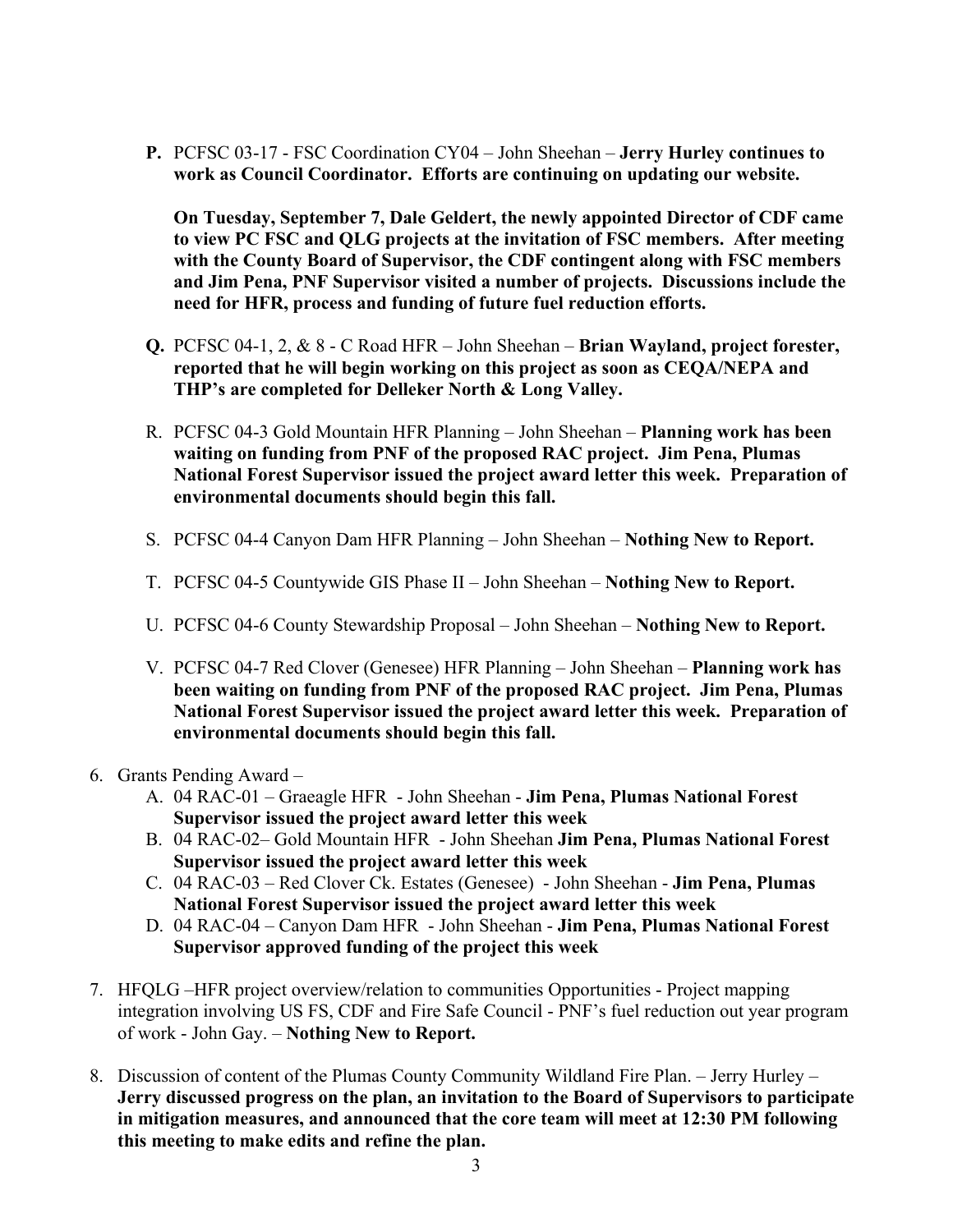**P.** PCFSC 03-17 - FSC Coordination CY04 – John Sheehan – **Jerry Hurley continues to work as Council Coordinator. Efforts are continuing on updating our website.**

**On Tuesday, September 7, Dale Geldert, the newly appointed Director of CDF came to view PC FSC and QLG projects at the invitation of FSC members. After meeting with the County Board of Supervisor, the CDF contingent along with FSC members and Jim Pena, PNF Supervisor visited a number of projects. Discussions include the need for HFR, process and funding of future fuel reduction efforts.**

**Q.** PCFSC 04-1, 2, & 8 - C Road HFR – John Sheehan – **Brian Wayland, project forester, reported that he will begin working on this project as soon as CEQA/NEPA and THP's are completed for Delleker North & Long Valley.**

R. PCFSC 04-3 Gold Mountain HFR Planning – John Sheehan – **Planning work has been waiting on funding from PNF of the proposed RAC project. Jim Pena, Plumas National Forest Supervisor issued the project award letter this week. Preparation of environmental documents should begin this fall.**

S. PCFSC 04-4 Canyon Dam HFR Planning – John Sheehan – **Nothing New to Report.**

T. PCFSC 04-5 Countywide GIS Phase II – John Sheehan – **Nothing New to Report.**

U. PCFSC 04-6 County Stewardship Proposal – John Sheehan – **Nothing New to Report.**

V. PCFSC 04-7 Red Clover (Genesee) HFR Planning – John Sheehan – **Planning work has been waiting on funding from PNF of the proposed RAC project. Jim Pena, Plumas National Forest Supervisor issued the project award letter this week. Preparation of environmental documents should begin this fall.**

6. Grants Pending Award –
   A. 04 RAC-01 – Graeagle HFR - John Sheehan - **Jim Pena, Plumas National Forest Supervisor issued the project award letter this week**
   B. 04 RAC-02– Gold Mountain HFR - John Sheehan **Jim Pena, Plumas National Forest Supervisor issued the project award letter this week**
   C. 04 RAC-03 – Red Clover Ck. Estates (Genesee) - John Sheehan - **Jim Pena, Plumas National Forest Supervisor issued the project award letter this week**
   D. 04 RAC-04 – Canyon Dam HFR - John Sheehan - **Jim Pena, Plumas National Forest Supervisor approved funding of the project this week**

7. HFQLG –HFR project overview/relation to communities Opportunities - Project mapping integration involving US FS, CDF and Fire Safe Council - PNF's fuel reduction out year program of work - John Gay. – **Nothing New to Report.**

8. Discussion of content of the Plumas County Community Wildland Fire Plan. – Jerry Hurley – **Jerry discussed progress on the plan, an invitation to the Board of Supervisors to participate in mitigation measures, and announced that the core team will meet at 12:30 PM following this meeting to make edits and refine the plan.**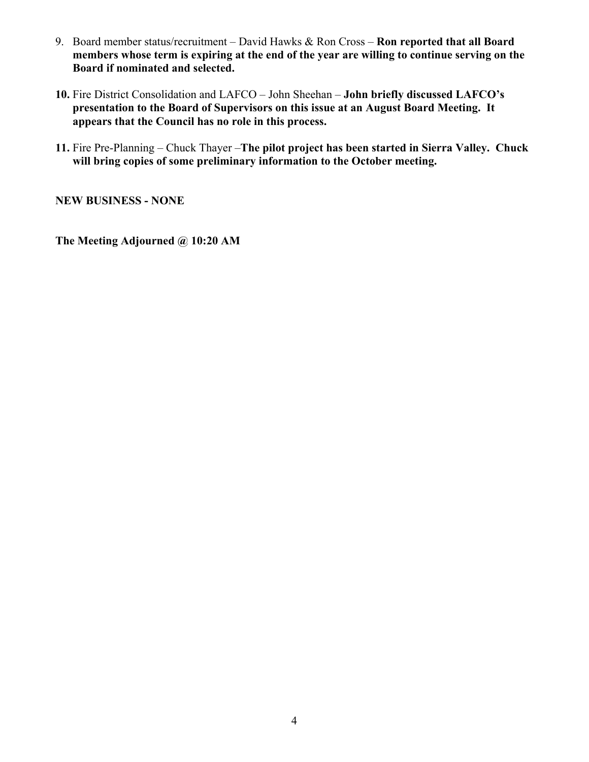9. Board member status/recruitment – David Hawks & Ron Cross – **Ron reported that all Board members whose term is expiring at the end of the year are willing to continue serving on the Board if nominated and selected.**

10. Fire District Consolidation and LAFCO – John Sheehan – **John briefly discussed LAFCO's presentation to the Board of Supervisors on this issue at an August Board Meeting. It appears that the Council has no role in this process.**

11. Fire Pre-Planning – Chuck Thayer –**The pilot project has been started in Sierra Valley. Chuck will bring copies of some preliminary information to the October meeting.**

**NEW BUSINESS - NONE**

**The Meeting Adjourned @ 10:20 AM**